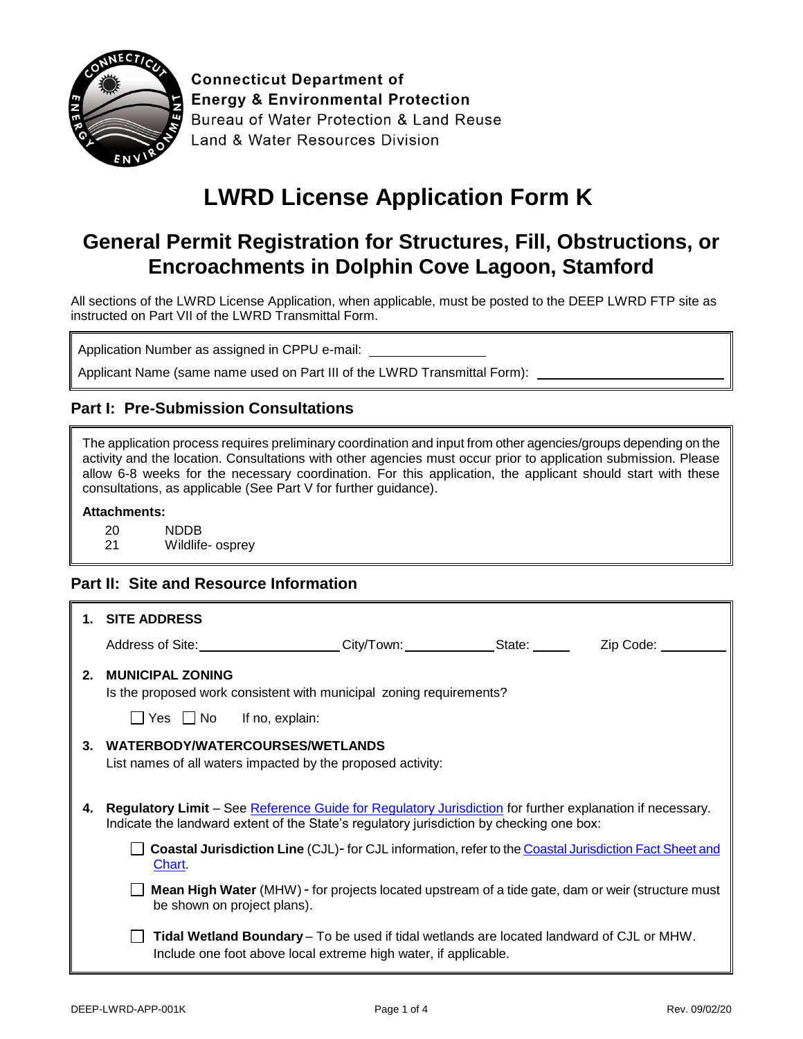Connecticut Department of
Energy & Environmental Protection
Bureau of Water Protection & Land Reuse
Land & Water Resources Division

# LWRD License Application Form K

## General Permit Registration for Structures, Fill, Obstructions, or Encroachments in Dolphin Cove Lagoon, Stamford

All sections of the LWRD License Application, when applicable, must be posted to the DEEP LWRD FTP site as instructed on Part VII of the LWRD Transmittal Form.

Application Number as assigned in CPPU e-mail: ________________

Applicant Name (same name used on Part III of the LWRD Transmittal Form): ____________________________

### Part I: Pre-Submission Consultations

The application process requires preliminary coordination and input from other agencies/groups depending on the activity and the location. Consultations with other agencies must occur prior to application submission. Please allow 6-8 weeks for the necessary coordination. For this application, the applicant should start with these consultations, as applicable (See Part V for further guidance).

**Attachments:**

20 NDDB
21 Wildlife- osprey

### Part II: Site and Resource Information

1. **SITE ADDRESS**

   Address of Site: ____________________ City/Town: _____________ State: _____ Zip Code: _________

2. **MUNICIPAL ZONING**

   Is the proposed work consistent with municipal zoning requirements?

   ☐ Yes ☐ No If no, explain:

3. **WATERBODY/WATERCOURSES/WETLANDS**

   List names of all waters impacted by the proposed activity:

4. **Regulatory Limit** – See Reference Guide for Regulatory Jurisdiction for further explanation if necessary. Indicate the landward extent of the State's regulatory jurisdiction by checking one box:

   ☐ **Coastal Jurisdiction Line** (CJL)- for CJL information, refer to the Coastal Jurisdiction Fact Sheet and Chart.

   ☐ **Mean High Water** (MHW) - for projects located upstream of a tide gate, dam or weir (structure must be shown on project plans).

   ☐ **Tidal Wetland Boundary** – To be used if tidal wetlands are located landward of CJL or MHW. Include one foot above local extreme high water, if applicable.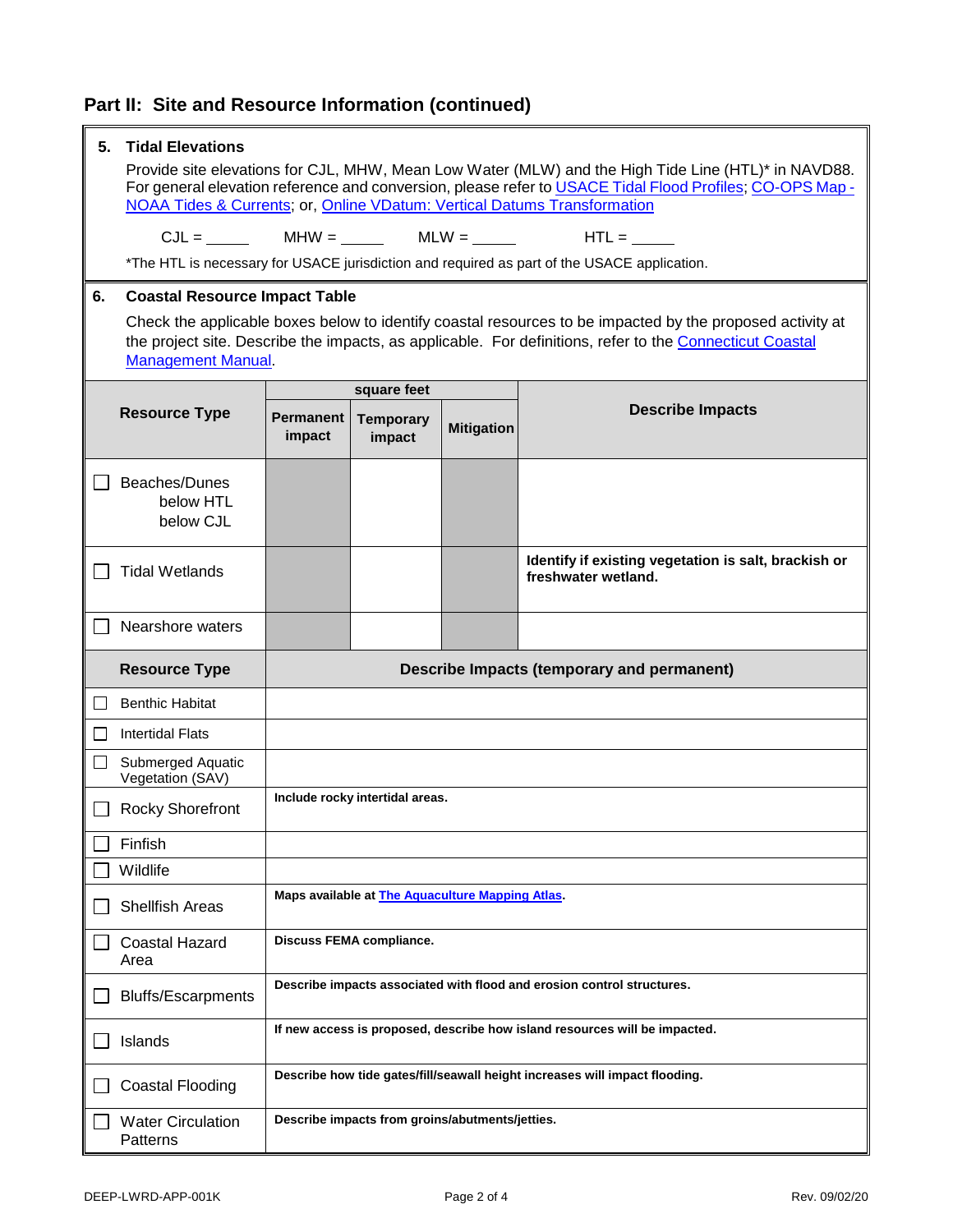## Part II: Site and Resource Information (continued)

**5. Tidal Elevations**

Provide site elevations for CJL, MHW, Mean Low Water (MLW) and the High Tide Line (HTL)* in NAVD88. For general elevation reference and conversion, please refer to USACE Tidal Flood Profiles; CO-OPS Map - NOAA Tides & Currents; or, Online VDatum: Vertical Datums Transformation

CJL = _____ MHW = _____ MLW = _____ HTL = _____

*The HTL is necessary for USACE jurisdiction and required as part of the USACE application.

**6. Coastal Resource Impact Table**

Check the applicable boxes below to identify coastal resources to be impacted by the proposed activity at the project site. Describe the impacts, as applicable. For definitions, refer to the Connecticut Coastal Management Manual.

| Resource Type | square feet | | | Describe Impacts |
|---|---|---|---|---|
| | Permanent impact | Temporary impact | Mitigation | |
| ☐ Beaches/Dunes below HTL below CJL | | | | |
| ☐ Tidal Wetlands | | | | **Identify if existing vegetation is salt, brackish or freshwater wetland.** |
| ☐ Nearshore waters | | | | |

| Resource Type | Describe Impacts (temporary and permanent) |
|---|---|
| ☐ Benthic Habitat | |
| ☐ Intertidal Flats | |
| ☐ Submerged Aquatic Vegetation (SAV) | |
| ☐ Rocky Shorefront | **Include rocky intertidal areas.** |
| ☐ Finfish | |
| ☐ Wildlife | |
| ☐ Shellfish Areas | **Maps available at The Aquaculture Mapping Atlas.** |
| ☐ Coastal Hazard Area | **Discuss FEMA compliance.** |
| ☐ Bluffs/Escarpments | **Describe impacts associated with flood and erosion control structures.** |
| ☐ Islands | **If new access is proposed, describe how island resources will be impacted.** |
| ☐ Coastal Flooding | **Describe how tide gates/fill/seawall height increases will impact flooding.** |
| ☐ Water Circulation Patterns | **Describe impacts from groins/abutments/jetties.** |

DEEP-LWRD-APP-001K Rev. 09/02/20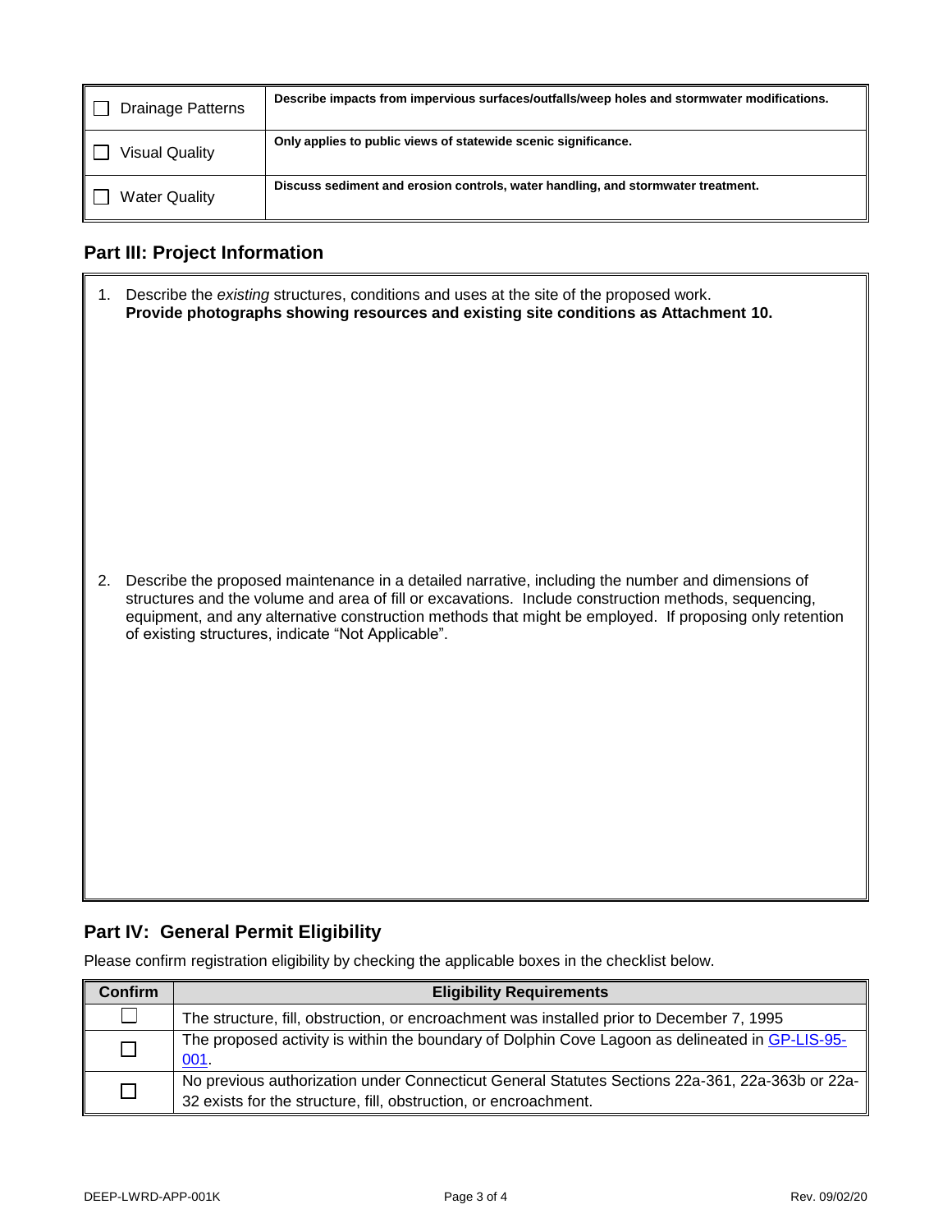| | |
|---|---|
| ☐ Drainage Patterns | **Describe impacts from impervious surfaces/outfalls/weep holes and stormwater modifications.** |
| ☐ Visual Quality | **Only applies to public views of statewide scenic significance.** |
| ☐ Water Quality | **Discuss sediment and erosion controls, water handling, and stormwater treatment.** |

## Part III: Project Information

1. Describe the *existing* structures, conditions and uses at the site of the proposed work.
   **Provide photographs showing resources and existing site conditions as Attachment 10.**

2. Describe the proposed maintenance in a detailed narrative, including the number and dimensions of structures and the volume and area of fill or excavations. Include construction methods, sequencing, equipment, and any alternative construction methods that might be employed. If proposing only retention of existing structures, indicate "Not Applicable".

## Part IV: General Permit Eligibility

Please confirm registration eligibility by checking the applicable boxes in the checklist below.

| Confirm | Eligibility Requirements |
|---|---|
| ☐ | The structure, fill, obstruction, or encroachment was installed prior to December 7, 1995 |
| ☐ | The proposed activity is within the boundary of Dolphin Cove Lagoon as delineated in GP-LIS-95-001. |
| ☐ | No previous authorization under Connecticut General Statutes Sections 22a-361, 22a-363b or 22a-32 exists for the structure, fill, obstruction, or encroachment. |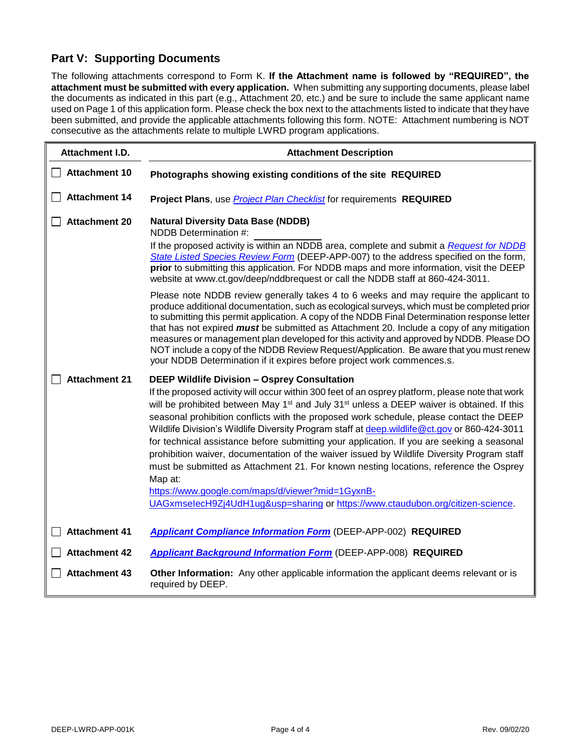## Part V: Supporting Documents

The following attachments correspond to Form K. **If the Attachment name is followed by "REQUIRED", the attachment must be submitted with every application.** When submitting any supporting documents, please label the documents as indicated in this part (e.g., Attachment 20, etc.) and be sure to include the same applicant name used on Page 1 of this application form. Please check the box next to the attachments listed to indicate that they have been submitted, and provide the applicable attachments following this form. NOTE: Attachment numbering is NOT consecutive as the attachments relate to multiple LWRD program applications.

| Attachment I.D. | Attachment Description |
|---|---|
| ☐ **Attachment 10** | **Photographs showing existing conditions of the site REQUIRED** |
| ☐ **Attachment 14** | **Project Plans**, use *Project Plan Checklist* for requirements **REQUIRED** |
| ☐ **Attachment 20** | **Natural Diversity Data Base (NDDB)**<br>NDDB Determination #: ____________<br>If the proposed activity is within an NDDB area, complete and submit a *Request for NDDB State Listed Species Review Form* (DEEP-APP-007) to the address specified on the form, **prior** to submitting this application. For NDDB maps and more information, visit the DEEP website at www.ct.gov/deep/nddbrequest or call the NDDB staff at 860-424-3011.<br><br>Please note NDDB review generally takes 4 to 6 weeks and may require the applicant to produce additional documentation, such as ecological surveys, which must be completed prior to submitting this permit application. A copy of the NDDB Final Determination response letter that has not expired ***must*** be submitted as Attachment 20. Include a copy of any mitigation measures or management plan developed for this activity and approved by NDDB. Please DO NOT include a copy of the NDDB Review Request/Application. Be aware that you must renew your NDDB Determination if it expires before project work commences.s. |
| ☐ **Attachment 21** | **DEEP Wildlife Division – Osprey Consultation**<br>If the proposed activity will occur within 300 feet of an osprey platform, please note that work will be prohibited between May 1st and July 31st unless a DEEP waiver is obtained. If this seasonal prohibition conflicts with the proposed work schedule, please contact the DEEP Wildlife Division's Wildlife Diversity Program staff at deep.wildlife@ct.gov or 860-424-3011 for technical assistance before submitting your application. If you are seeking a seasonal prohibition waiver, documentation of the waiver issued by Wildlife Diversity Program staff must be submitted as Attachment 21. For known nesting locations, reference the Osprey Map at:<br>https://www.google.com/maps/d/viewer?mid=1GyxnB-UAGxmselecH9Zj4UdH1ug&usp=sharing or https://www.ctaudubon.org/citizen-science. |
| ☐ **Attachment 41** | ***Applicant Compliance Information Form*** (DEEP-APP-002) **REQUIRED** |
| ☐ **Attachment 42** | ***Applicant Background Information Form*** (DEEP-APP-008) **REQUIRED** |
| ☐ **Attachment 43** | **Other Information:** Any other applicable information the applicant deems relevant or is required by DEEP. |